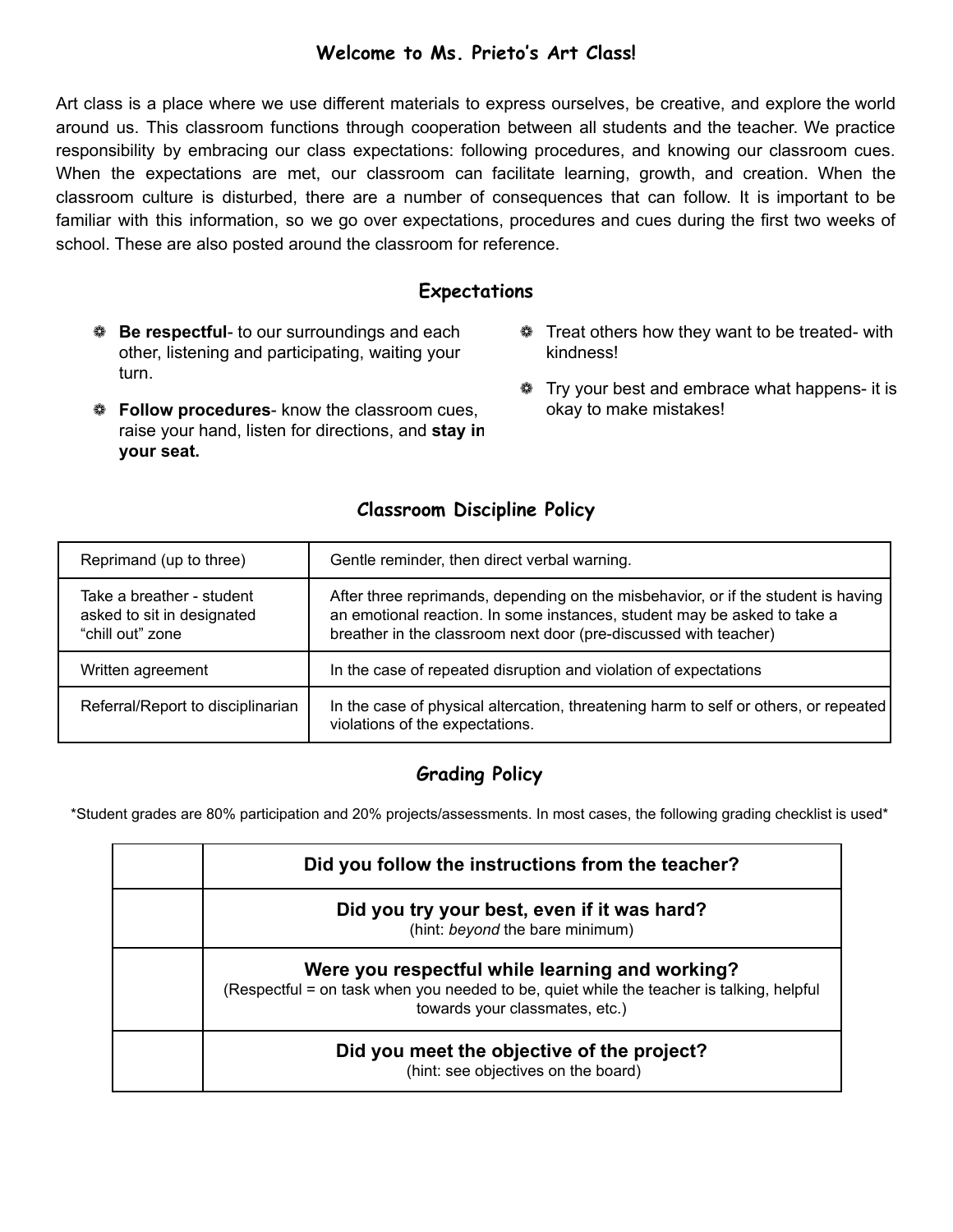# Welcome to Ms. Prieto's Art Class!

Art class is a place where we use different materials to express ourselves, be creative, and explore the world around us. This classroom functions through cooperation between all students and the teacher. We practice responsibility by embracing our class expectations: following procedures, and knowing our classroom cues. When the expectations are met, our classroom can facilitate learning, growth, and creation. When the classroom culture is disturbed, there are a number of consequences that can follow. It is important to be familiar with this information, so we go over expectations, procedures and cues during the first two weeks of school. These are also posted around the classroom for reference.

## Expectations

- **Be respectful**- to our surroundings and each other, listening and participating, waiting your turn.
- **Follow procedures**- know the classroom cues, raise your hand, listen for directions, and **stay in your seat.**
- Treat others how they want to be treated- with kindness!
- Try your best and embrace what happens- it is okay to make mistakes!

## Classroom Discipline Policy

| | |
|---|---|
| Reprimand (up to three) | Gentle reminder, then direct verbal warning. |
| Take a breather - student asked to sit in designated "chill out" zone | After three reprimands, depending on the misbehavior, or if the student is having an emotional reaction. In some instances, student may be asked to take a breather in the classroom next door (pre-discussed with teacher) |
| Written agreement | In the case of repeated disruption and violation of expectations |
| Referral/Report to disciplinarian | In the case of physical altercation, threatening harm to self or others, or repeated violations of the expectations. |

## Grading Policy

*Student grades are 80% participation and 20% projects/assessments. In most cases, the following grading checklist is used*

| | |
|---|---|
| | **Did you follow the instructions from the teacher?** |
| | **Did you try your best, even if it was hard?** (hint: *beyond* the bare minimum) |
| | **Were you respectful while learning and working?** (Respectful = on task when you needed to be, quiet while the teacher is talking, helpful towards your classmates, etc.) |
| | **Did you meet the objective of the project?** (hint: see objectives on the board) |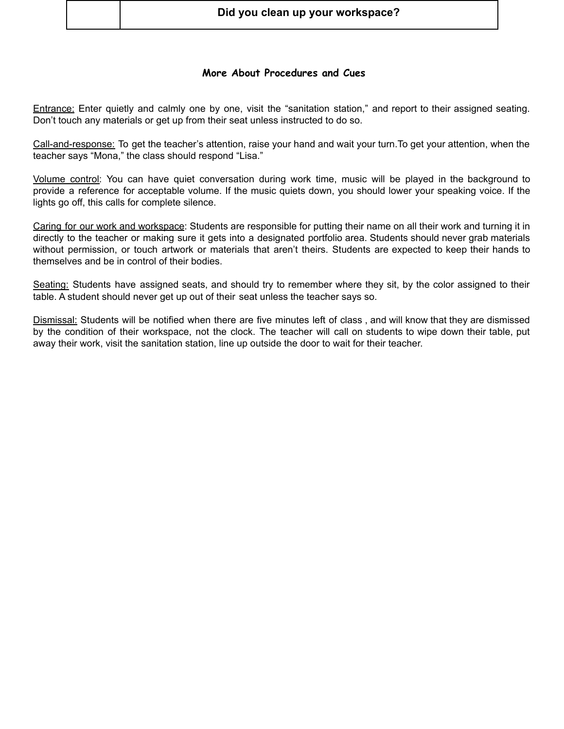| | Did you clean up your workspace? |
|---|---|

**More About Procedures and Cues**

Entrance: Enter quietly and calmly one by one, visit the "sanitation station," and report to their assigned seating. Don't touch any materials or get up from their seat unless instructed to do so.

Call-and-response: To get the teacher's attention, raise your hand and wait your turn.To get your attention, when the teacher says "Mona," the class should respond "Lisa."

Volume control: You can have quiet conversation during work time, music will be played in the background to provide a reference for acceptable volume. If the music quiets down, you should lower your speaking voice. If the lights go off, this calls for complete silence.

Caring for our work and workspace: Students are responsible for putting their name on all their work and turning it in directly to the teacher or making sure it gets into a designated portfolio area. Students should never grab materials without permission, or touch artwork or materials that aren't theirs. Students are expected to keep their hands to themselves and be in control of their bodies.

Seating: Students have assigned seats, and should try to remember where they sit, by the color assigned to their table. A student should never get up out of their seat unless the teacher says so.

Dismissal: Students will be notified when there are five minutes left of class , and will know that they are dismissed by the condition of their workspace, not the clock. The teacher will call on students to wipe down their table, put away their work, visit the sanitation station, line up outside the door to wait for their teacher.